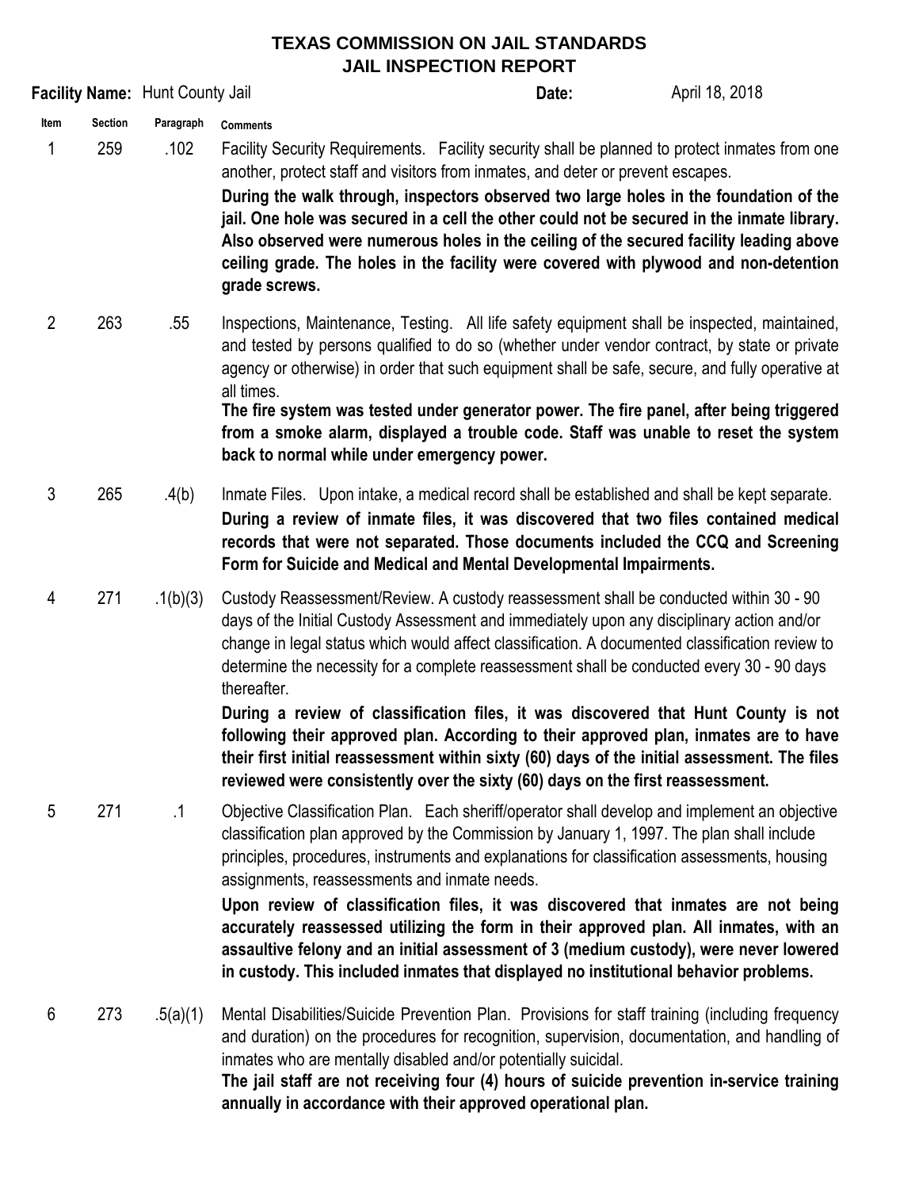# TEXAS COMMISSION ON JAIL STANDARDS
# JAIL INSPECTION REPORT

**Facility Name:** Hunt County Jail **Date:** April 18, 2018

| Item | Section | Paragraph | Comments |
|---|---|---|---|
| 1 | 259 | .102 | Facility Security Requirements. Facility security shall be planned to protect inmates from one another, protect staff and visitors from inmates, and deter or prevent escapes. **During the walk through, inspectors observed two large holes in the foundation of the jail. One hole was secured in a cell the other could not be secured in the inmate library. Also observed were numerous holes in the ceiling of the secured facility leading above ceiling grade. The holes in the facility were covered with plywood and non-detention grade screws.** |
| 2 | 263 | .55 | Inspections, Maintenance, Testing. All life safety equipment shall be inspected, maintained, and tested by persons qualified to do so (whether under vendor contract, by state or private agency or otherwise) in order that such equipment shall be safe, secure, and fully operative at all times. **The fire system was tested under generator power. The fire panel, after being triggered from a smoke alarm, displayed a trouble code. Staff was unable to reset the system back to normal while under emergency power.** |
| 3 | 265 | .4(b) | Inmate Files. Upon intake, a medical record shall be established and shall be kept separate. **During a review of inmate files, it was discovered that two files contained medical records that were not separated. Those documents included the CCQ and Screening Form for Suicide and Medical and Mental Developmental Impairments.** |
| 4 | 271 | .1(b)(3) | Custody Reassessment/Review. A custody reassessment shall be conducted within 30 - 90 days of the Initial Custody Assessment and immediately upon any disciplinary action and/or change in legal status which would affect classification. A documented classification review to determine the necessity for a complete reassessment shall be conducted every 30 - 90 days thereafter. **During a review of classification files, it was discovered that Hunt County is not following their approved plan. According to their approved plan, inmates are to have their first initial reassessment within sixty (60) days of the initial assessment. The files reviewed were consistently over the sixty (60) days on the first reassessment.** |
| 5 | 271 | .1 | Objective Classification Plan. Each sheriff/operator shall develop and implement an objective classification plan approved by the Commission by January 1, 1997. The plan shall include principles, procedures, instruments and explanations for classification assessments, housing assignments, reassessments and inmate needs. **Upon review of classification files, it was discovered that inmates are not being accurately reassessed utilizing the form in their approved plan. All inmates, with an assaultive felony and an initial assessment of 3 (medium custody), were never lowered in custody. This included inmates that displayed no institutional behavior problems.** |
| 6 | 273 | .5(a)(1) | Mental Disabilities/Suicide Prevention Plan. Provisions for staff training (including frequency and duration) on the procedures for recognition, supervision, documentation, and handling of inmates who are mentally disabled and/or potentially suicidal. **The jail staff are not receiving four (4) hours of suicide prevention in-service training annually in accordance with their approved operational plan.** |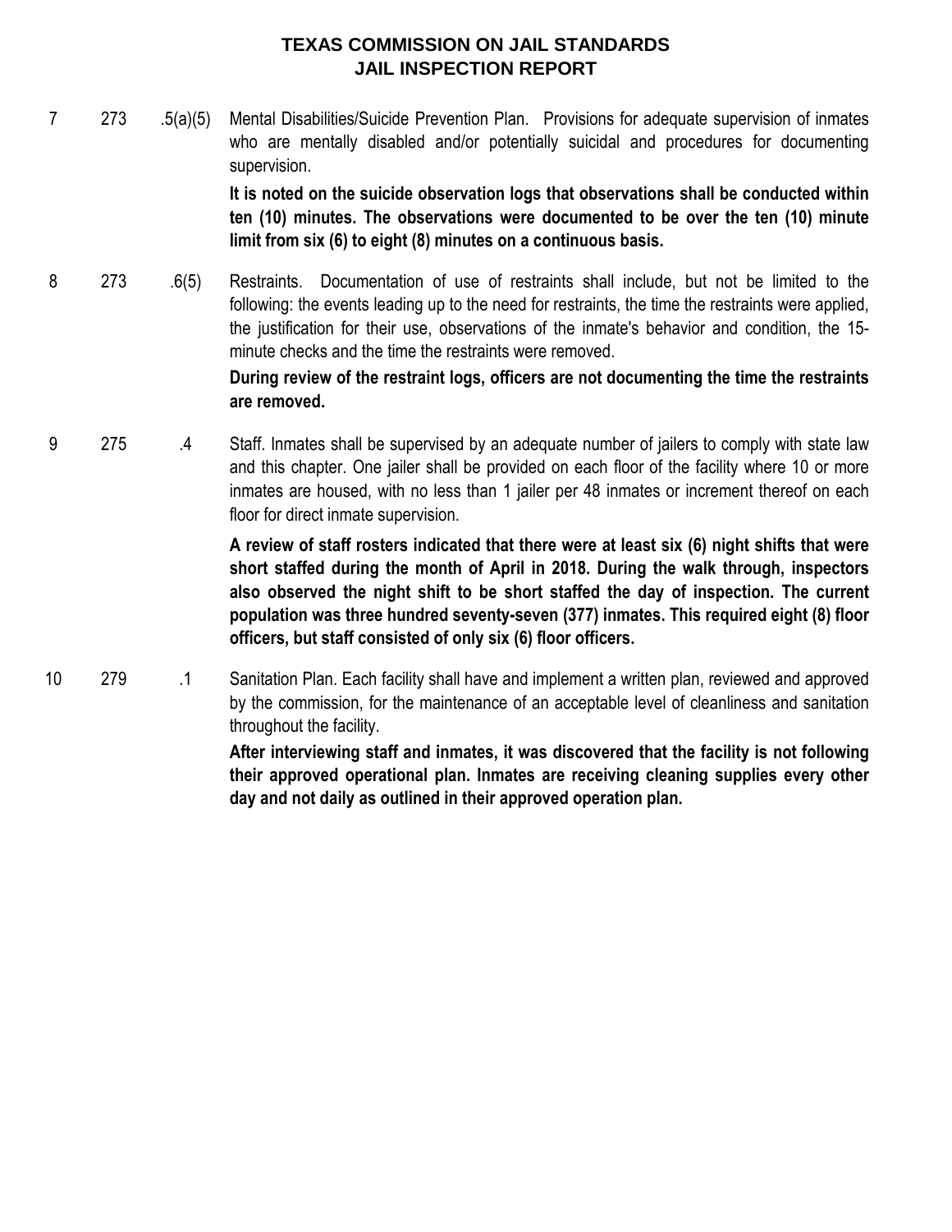# TEXAS COMMISSION ON JAIL STANDARDS
## JAIL INSPECTION REPORT

| | | | |
|---|---|---|---|
| 7 | 273 | .5(a)(5) | Mental Disabilities/Suicide Prevention Plan. Provisions for adequate supervision of inmates who are mentally disabled and/or potentially suicidal and procedures for documenting supervision.<br><br>**It is noted on the suicide observation logs that observations shall be conducted within ten (10) minutes. The observations were documented to be over the ten (10) minute limit from six (6) to eight (8) minutes on a continuous basis.** |
| 8 | 273 | .6(5) | Restraints. Documentation of use of restraints shall include, but not be limited to the following: the events leading up to the need for restraints, the time the restraints were applied, the justification for their use, observations of the inmate's behavior and condition, the 15-minute checks and the time the restraints were removed.<br><br>**During review of the restraint logs, officers are not documenting the time the restraints are removed.** |
| 9 | 275 | .4 | Staff. Inmates shall be supervised by an adequate number of jailers to comply with state law and this chapter. One jailer shall be provided on each floor of the facility where 10 or more inmates are housed, with no less than 1 jailer per 48 inmates or increment thereof on each floor for direct inmate supervision.<br><br>**A review of staff rosters indicated that there were at least six (6) night shifts that were short staffed during the month of April in 2018. During the walk through, inspectors also observed the night shift to be short staffed the day of inspection. The current population was three hundred seventy-seven (377) inmates. This required eight (8) floor officers, but staff consisted of only six (6) floor officers.** |
| 10 | 279 | .1 | Sanitation Plan. Each facility shall have and implement a written plan, reviewed and approved by the commission, for the maintenance of an acceptable level of cleanliness and sanitation throughout the facility.<br><br>**After interviewing staff and inmates, it was discovered that the facility is not following their approved operational plan. Inmates are receiving cleaning supplies every other day and not daily as outlined in their approved operation plan.** |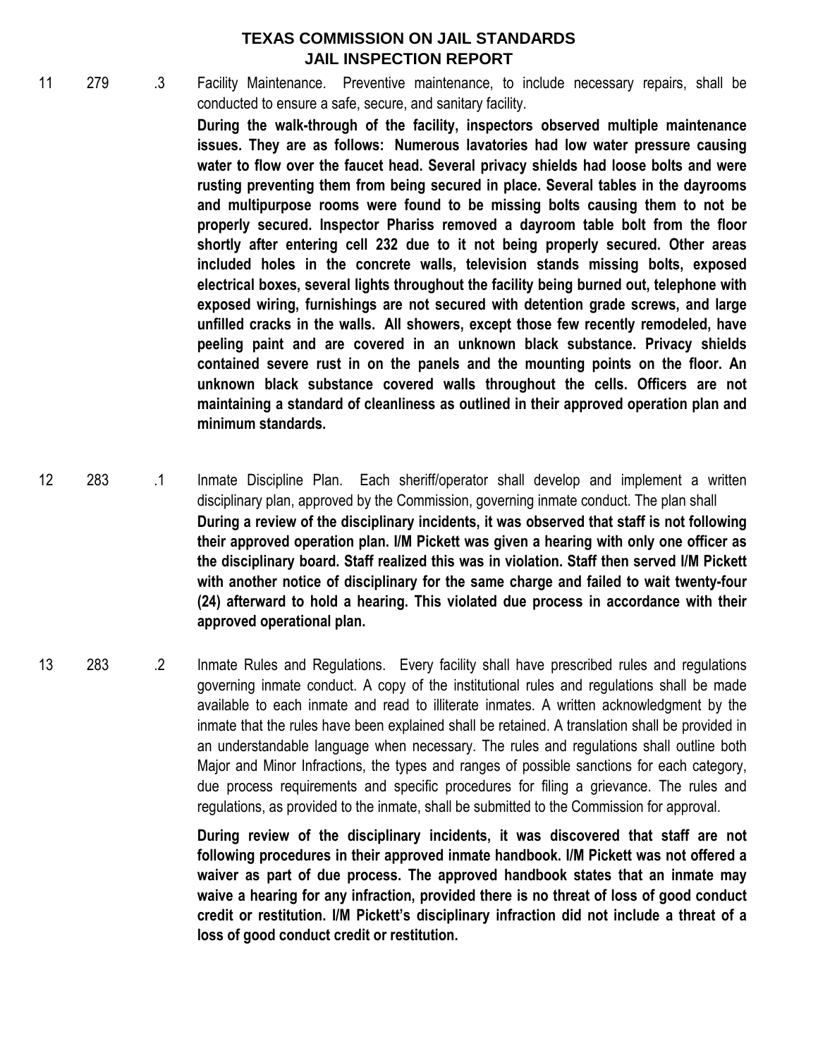# TEXAS COMMISSION ON JAIL STANDARDS
## JAIL INSPECTION REPORT

11 279 .3 Facility Maintenance. Preventive maintenance, to include necessary repairs, shall be conducted to ensure a safe, secure, and sanitary facility.

**During the walk-through of the facility, inspectors observed multiple maintenance issues. They are as follows: Numerous lavatories had low water pressure causing water to flow over the faucet head. Several privacy shields had loose bolts and were rusting preventing them from being secured in place. Several tables in the dayrooms and multipurpose rooms were found to be missing bolts causing them to not be properly secured. Inspector Phariss removed a dayroom table bolt from the floor shortly after entering cell 232 due to it not being properly secured. Other areas included holes in the concrete walls, television stands missing bolts, exposed electrical boxes, several lights throughout the facility being burned out, telephone with exposed wiring, furnishings are not secured with detention grade screws, and large unfilled cracks in the walls. All showers, except those few recently remodeled, have peeling paint and are covered in an unknown black substance. Privacy shields contained severe rust in on the panels and the mounting points on the floor. An unknown black substance covered walls throughout the cells. Officers are not maintaining a standard of cleanliness as outlined in their approved operation plan and minimum standards.**

12 283 .1 Inmate Discipline Plan. Each sheriff/operator shall develop and implement a written disciplinary plan, approved by the Commission, governing inmate conduct. The plan shall

**During a review of the disciplinary incidents, it was observed that staff is not following their approved operation plan. I/M Pickett was given a hearing with only one officer as the disciplinary board. Staff realized this was in violation. Staff then served I/M Pickett with another notice of disciplinary for the same charge and failed to wait twenty-four (24) afterward to hold a hearing. This violated due process in accordance with their approved operational plan.**

13 283 .2 Inmate Rules and Regulations. Every facility shall have prescribed rules and regulations governing inmate conduct. A copy of the institutional rules and regulations shall be made available to each inmate and read to illiterate inmates. A written acknowledgment by the inmate that the rules have been explained shall be retained. A translation shall be provided in an understandable language when necessary. The rules and regulations shall outline both Major and Minor Infractions, the types and ranges of possible sanctions for each category, due process requirements and specific procedures for filing a grievance. The rules and regulations, as provided to the inmate, shall be submitted to the Commission for approval.

**During review of the disciplinary incidents, it was discovered that staff are not following procedures in their approved inmate handbook. I/M Pickett was not offered a waiver as part of due process. The approved handbook states that an inmate may waive a hearing for any infraction, provided there is no threat of loss of good conduct credit or restitution. I/M Pickett's disciplinary infraction did not include a threat of a loss of good conduct credit or restitution.**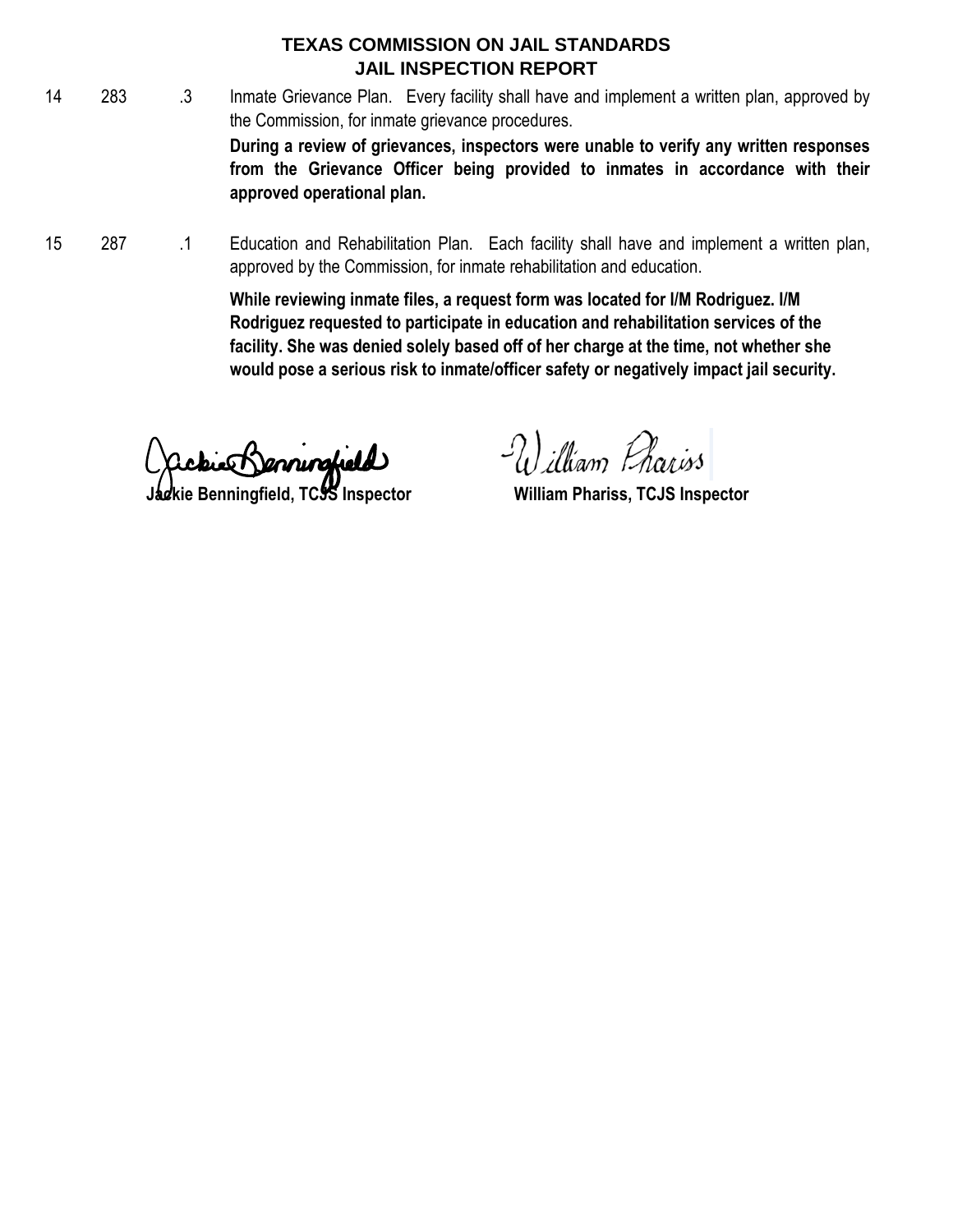**TEXAS COMMISSION ON JAIL STANDARDS**
**JAIL INSPECTION REPORT**

| | | | |
|---|---|---|---|
| 14 | 283 | .3 | Inmate Grievance Plan. Every facility shall have and implement a written plan, approved by the Commission, for inmate grievance procedures. **During a review of grievances, inspectors were unable to verify any written responses from the Grievance Officer being provided to inmates in accordance with their approved operational plan.** |
| 15 | 287 | .1 | Education and Rehabilitation Plan. Each facility shall have and implement a written plan, approved by the Commission, for inmate rehabilitation and education. **While reviewing inmate files, a request form was located for I/M Rodriguez. I/M Rodriguez requested to participate in education and rehabilitation services of the facility. She was denied solely based off of her charge at the time, not whether she would pose a serious risk to inmate/officer safety or negatively impact jail security.** |

**Jackie Benningfield, TCJS Inspector**

**William Phariss, TCJS Inspector**